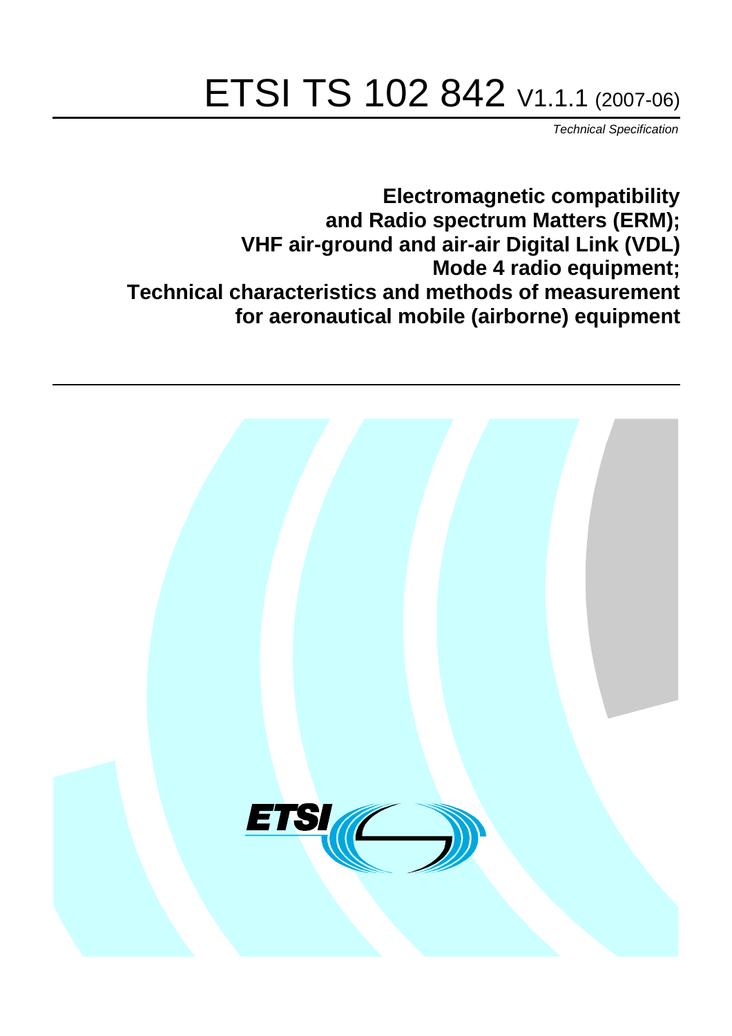# ETSI TS 102 842 V1.1.1 (2007-06)

*Technical Specification*

**Electromagnetic compatibility and Radio spectrum Matters (ERM); VHF air-ground and air-air Digital Link (VDL) Mode 4 radio equipment; Technical characteristics and methods of measurement for aeronautical mobile (airborne) equipment**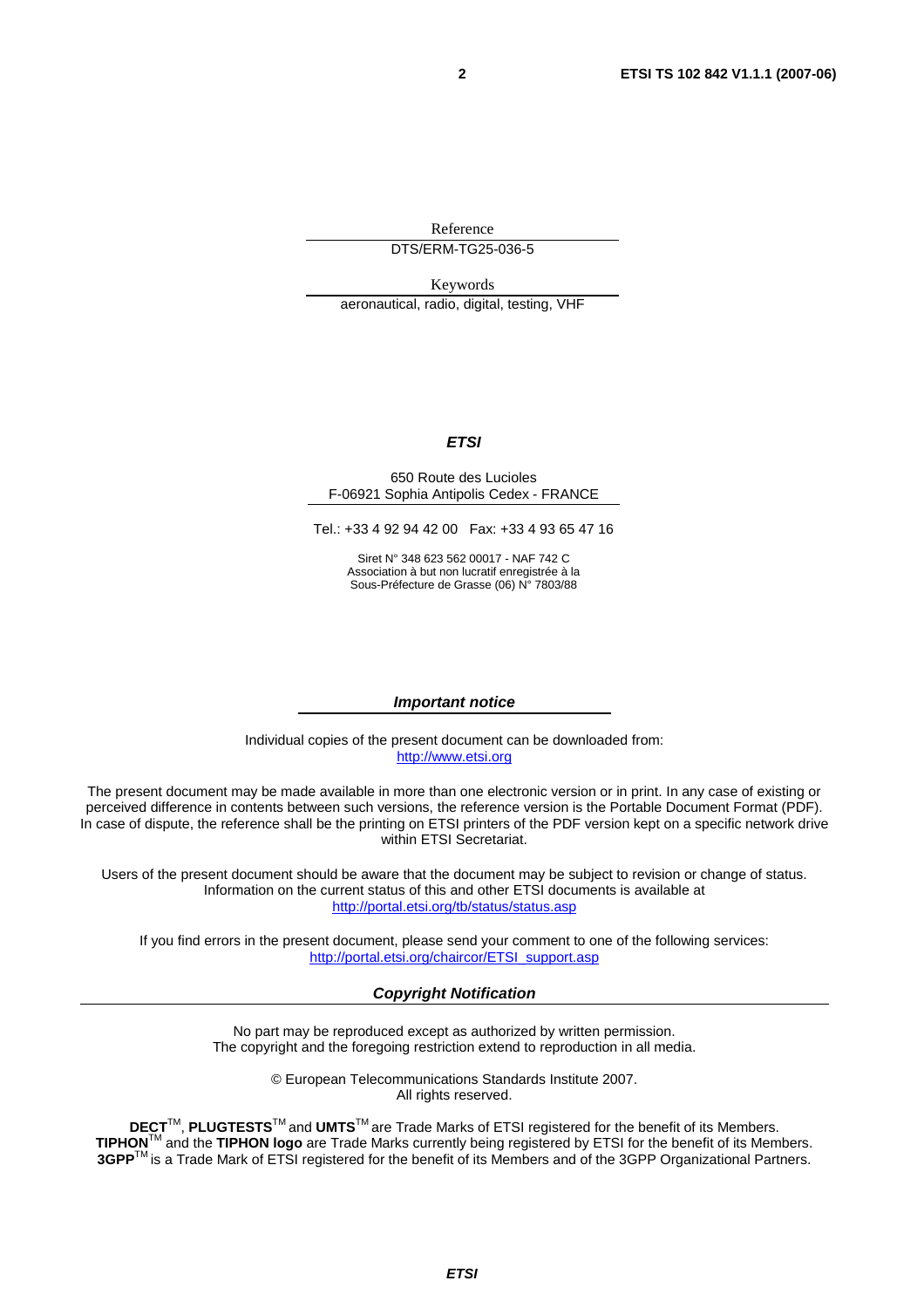Reference

DTS/ERM-TG25-036-5

Keywords

aeronautical, radio, digital, testing, VHF

***ETSI***

650 Route des Lucioles
F-06921 Sophia Antipolis Cedex - FRANCE

Tel.: +33 4 92 94 42 00 Fax: +33 4 93 65 47 16

Siret N° 348 623 562 00017 - NAF 742 C
Association à but non lucratif enregistrée à la
Sous-Préfecture de Grasse (06) N° 7803/88

***Important notice***

Individual copies of the present document can be downloaded from:
http://www.etsi.org

The present document may be made available in more than one electronic version or in print. In any case of existing or perceived difference in contents between such versions, the reference version is the Portable Document Format (PDF). In case of dispute, the reference shall be the printing on ETSI printers of the PDF version kept on a specific network drive within ETSI Secretariat.

Users of the present document should be aware that the document may be subject to revision or change of status. Information on the current status of this and other ETSI documents is available at
http://portal.etsi.org/tb/status/status.asp

If you find errors in the present document, please send your comment to one of the following services:
http://portal.etsi.org/chaircor/ETSI_support.asp

***Copyright Notification***

No part may be reproduced except as authorized by written permission.
The copyright and the foregoing restriction extend to reproduction in all media.

© European Telecommunications Standards Institute 2007.
All rights reserved.

**DECT**™, **PLUGTESTS**™ and **UMTS**™ are Trade Marks of ETSI registered for the benefit of its Members.
**TIPHON**™ and the **TIPHON logo** are Trade Marks currently being registered by ETSI for the benefit of its Members.
**3GPP**™ is a Trade Mark of ETSI registered for the benefit of its Members and of the 3GPP Organizational Partners.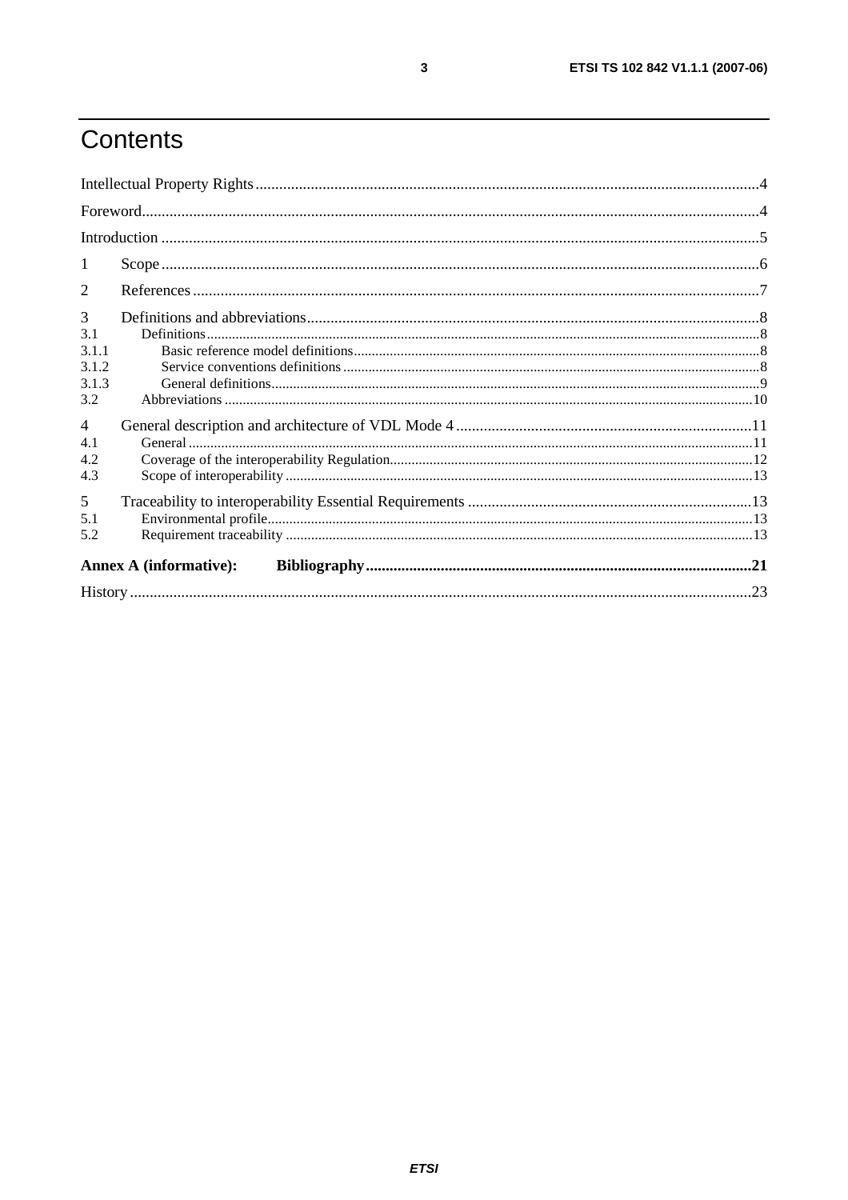# Contents

Intellectual Property Rights ....................................................................................................4

Foreword....................................................................................................4

Introduction ....................................................................................................5

1 Scope ....................................................................................................6

2 References ....................................................................................................7

3 Definitions and abbreviations....................................................................................................8
3.1 Definitions....................................................................................................8
3.1.1 Basic reference model definitions....................................................................................................8
3.1.2 Service conventions definitions ....................................................................................................8
3.1.3 General definitions....................................................................................................9
3.2 Abbreviations ....................................................................................................10

4 General description and architecture of VDL Mode 4 ....................................................................................................11
4.1 General ....................................................................................................11
4.2 Coverage of the interoperability Regulation....................................................................................................12
4.3 Scope of interoperability ....................................................................................................13

5 Traceability to interoperability Essential Requirements ....................................................................................................13
5.1 Environmental profile....................................................................................................13
5.2 Requirement traceability ....................................................................................................13

**Annex A (informative): Bibliography**....................................................................................................21

History ....................................................................................................23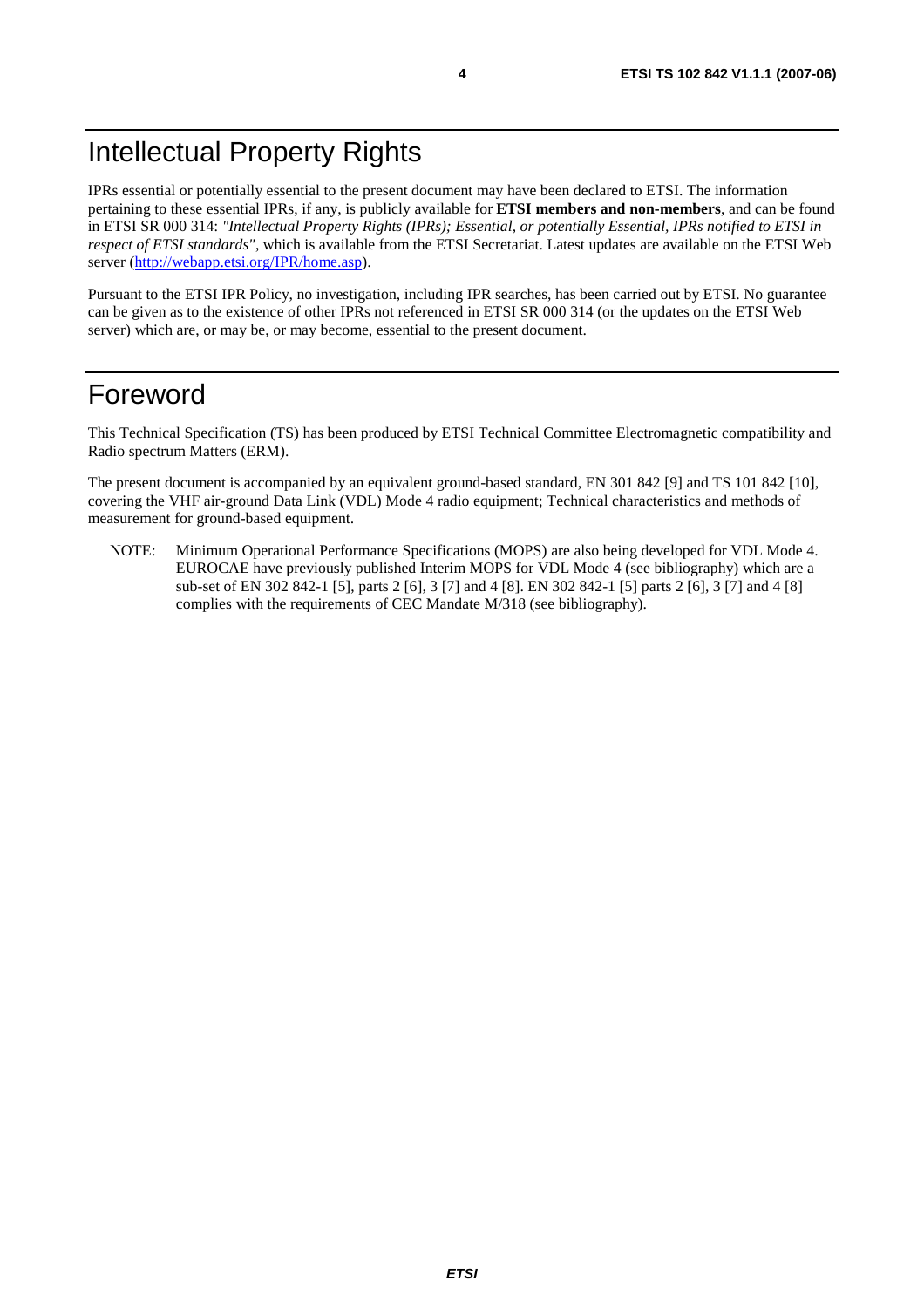# Intellectual Property Rights

IPRs essential or potentially essential to the present document may have been declared to ETSI. The information pertaining to these essential IPRs, if any, is publicly available for **ETSI members and non-members**, and can be found in ETSI SR 000 314: *"Intellectual Property Rights (IPRs); Essential, or potentially Essential, IPRs notified to ETSI in respect of ETSI standards"*, which is available from the ETSI Secretariat. Latest updates are available on the ETSI Web server (http://webapp.etsi.org/IPR/home.asp).

Pursuant to the ETSI IPR Policy, no investigation, including IPR searches, has been carried out by ETSI. No guarantee can be given as to the existence of other IPRs not referenced in ETSI SR 000 314 (or the updates on the ETSI Web server) which are, or may be, or may become, essential to the present document.

# Foreword

This Technical Specification (TS) has been produced by ETSI Technical Committee Electromagnetic compatibility and Radio spectrum Matters (ERM).

The present document is accompanied by an equivalent ground-based standard, EN 301 842 [9] and TS 101 842 [10], covering the VHF air-ground Data Link (VDL) Mode 4 radio equipment; Technical characteristics and methods of measurement for ground-based equipment.

NOTE: Minimum Operational Performance Specifications (MOPS) are also being developed for VDL Mode 4. EUROCAE have previously published Interim MOPS for VDL Mode 4 (see bibliography) which are a sub-set of EN 302 842-1 [5], parts 2 [6], 3 [7] and 4 [8]. EN 302 842-1 [5] parts 2 [6], 3 [7] and 4 [8] complies with the requirements of CEC Mandate M/318 (see bibliography).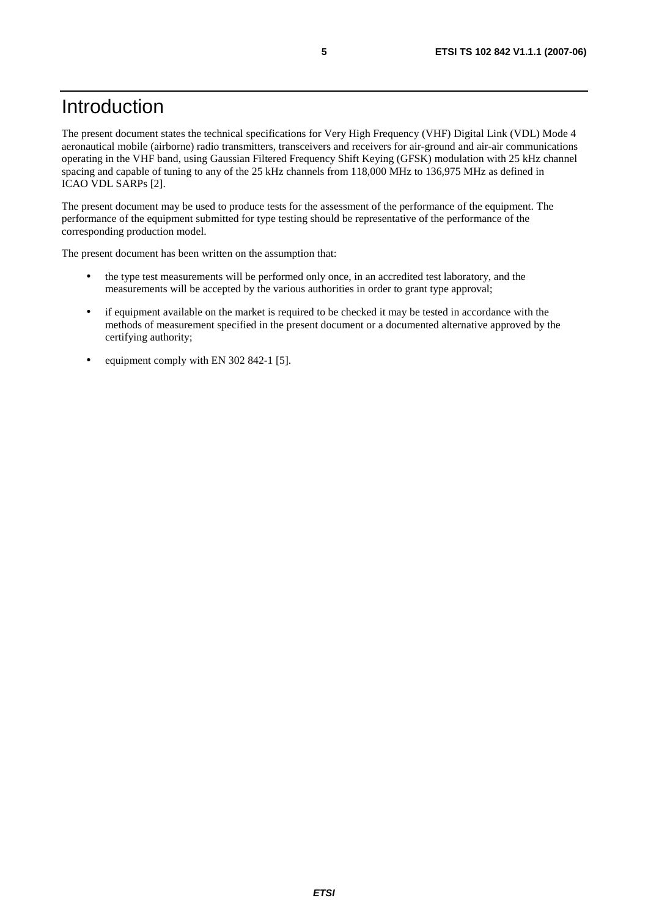# Introduction

The present document states the technical specifications for Very High Frequency (VHF) Digital Link (VDL) Mode 4 aeronautical mobile (airborne) radio transmitters, transceivers and receivers for air-ground and air-air communications operating in the VHF band, using Gaussian Filtered Frequency Shift Keying (GFSK) modulation with 25 kHz channel spacing and capable of tuning to any of the 25 kHz channels from 118,000 MHz to 136,975 MHz as defined in ICAO VDL SARPs [2].

The present document may be used to produce tests for the assessment of the performance of the equipment. The performance of the equipment submitted for type testing should be representative of the performance of the corresponding production model.

The present document has been written on the assumption that:

- the type test measurements will be performed only once, in an accredited test laboratory, and the measurements will be accepted by the various authorities in order to grant type approval;
- if equipment available on the market is required to be checked it may be tested in accordance with the methods of measurement specified in the present document or a documented alternative approved by the certifying authority;
- equipment comply with EN 302 842-1 [5].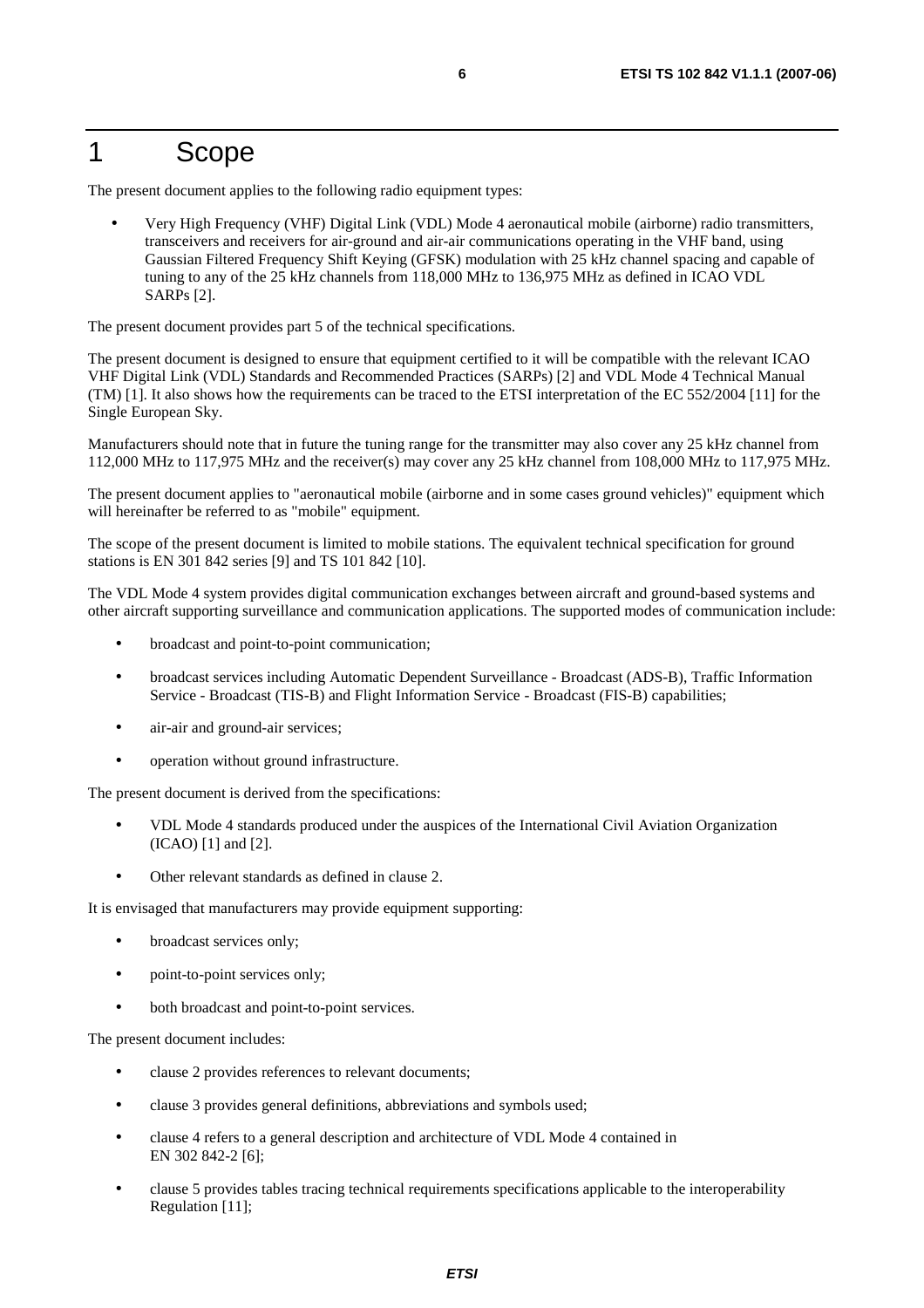# 1 Scope

The present document applies to the following radio equipment types:

- Very High Frequency (VHF) Digital Link (VDL) Mode 4 aeronautical mobile (airborne) radio transmitters, transceivers and receivers for air-ground and air-air communications operating in the VHF band, using Gaussian Filtered Frequency Shift Keying (GFSK) modulation with 25 kHz channel spacing and capable of tuning to any of the 25 kHz channels from 118,000 MHz to 136,975 MHz as defined in ICAO VDL SARPs [2].

The present document provides part 5 of the technical specifications.

The present document is designed to ensure that equipment certified to it will be compatible with the relevant ICAO VHF Digital Link (VDL) Standards and Recommended Practices (SARPs) [2] and VDL Mode 4 Technical Manual (TM) [1]. It also shows how the requirements can be traced to the ETSI interpretation of the EC 552/2004 [11] for the Single European Sky.

Manufacturers should note that in future the tuning range for the transmitter may also cover any 25 kHz channel from 112,000 MHz to 117,975 MHz and the receiver(s) may cover any 25 kHz channel from 108,000 MHz to 117,975 MHz.

The present document applies to "aeronautical mobile (airborne and in some cases ground vehicles)" equipment which will hereinafter be referred to as "mobile" equipment.

The scope of the present document is limited to mobile stations. The equivalent technical specification for ground stations is EN 301 842 series [9] and TS 101 842 [10].

The VDL Mode 4 system provides digital communication exchanges between aircraft and ground-based systems and other aircraft supporting surveillance and communication applications. The supported modes of communication include:

- broadcast and point-to-point communication;
- broadcast services including Automatic Dependent Surveillance - Broadcast (ADS-B), Traffic Information Service - Broadcast (TIS-B) and Flight Information Service - Broadcast (FIS-B) capabilities;
- air-air and ground-air services;
- operation without ground infrastructure.

The present document is derived from the specifications:

- VDL Mode 4 standards produced under the auspices of the International Civil Aviation Organization (ICAO) [1] and [2].
- Other relevant standards as defined in clause 2.

It is envisaged that manufacturers may provide equipment supporting:

- broadcast services only;
- point-to-point services only;
- both broadcast and point-to-point services.

The present document includes:

- clause 2 provides references to relevant documents;
- clause 3 provides general definitions, abbreviations and symbols used;
- clause 4 refers to a general description and architecture of VDL Mode 4 contained in EN 302 842-2 [6];
- clause 5 provides tables tracing technical requirements specifications applicable to the interoperability Regulation [11];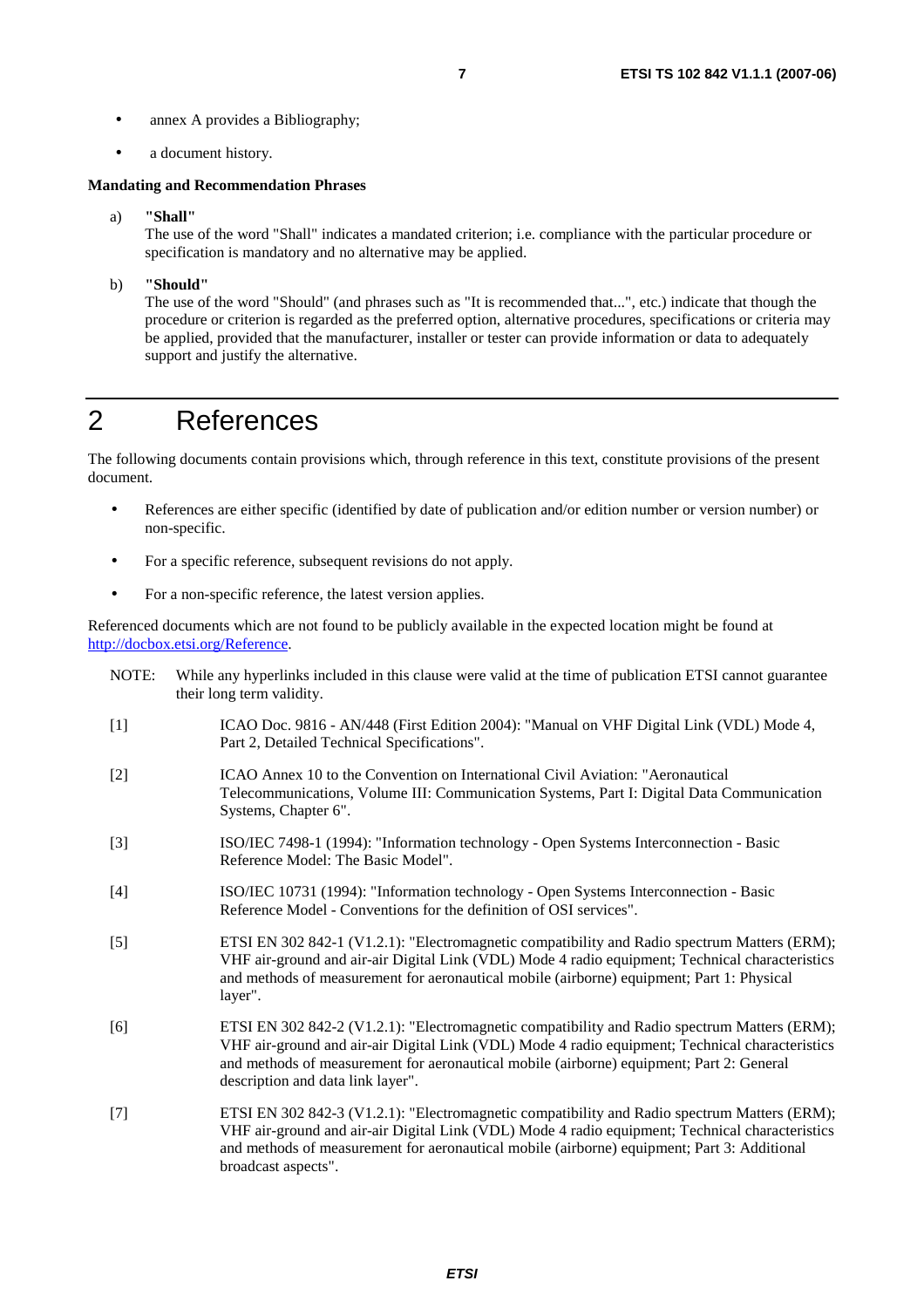- annex A provides a Bibliography;
- a document history.

**Mandating and Recommendation Phrases**

a) **"Shall"**
The use of the word "Shall" indicates a mandated criterion; i.e. compliance with the particular procedure or specification is mandatory and no alternative may be applied.

b) **"Should"**
The use of the word "Should" (and phrases such as "It is recommended that...", etc.) indicate that though the procedure or criterion is regarded as the preferred option, alternative procedures, specifications or criteria may be applied, provided that the manufacturer, installer or tester can provide information or data to adequately support and justify the alternative.

# 2 References

The following documents contain provisions which, through reference in this text, constitute provisions of the present document.

- References are either specific (identified by date of publication and/or edition number or version number) or non-specific.
- For a specific reference, subsequent revisions do not apply.
- For a non-specific reference, the latest version applies.

Referenced documents which are not found to be publicly available in the expected location might be found at http://docbox.etsi.org/Reference.

NOTE: While any hyperlinks included in this clause were valid at the time of publication ETSI cannot guarantee their long term validity.

[1] ICAO Doc. 9816 - AN/448 (First Edition 2004): "Manual on VHF Digital Link (VDL) Mode 4, Part 2, Detailed Technical Specifications".

[2] ICAO Annex 10 to the Convention on International Civil Aviation: "Aeronautical Telecommunications, Volume III: Communication Systems, Part I: Digital Data Communication Systems, Chapter 6".

[3] ISO/IEC 7498-1 (1994): "Information technology - Open Systems Interconnection - Basic Reference Model: The Basic Model".

[4] ISO/IEC 10731 (1994): "Information technology - Open Systems Interconnection - Basic Reference Model - Conventions for the definition of OSI services".

[5] ETSI EN 302 842-1 (V1.2.1): "Electromagnetic compatibility and Radio spectrum Matters (ERM); VHF air-ground and air-air Digital Link (VDL) Mode 4 radio equipment; Technical characteristics and methods of measurement for aeronautical mobile (airborne) equipment; Part 1: Physical layer".

[6] ETSI EN 302 842-2 (V1.2.1): "Electromagnetic compatibility and Radio spectrum Matters (ERM); VHF air-ground and air-air Digital Link (VDL) Mode 4 radio equipment; Technical characteristics and methods of measurement for aeronautical mobile (airborne) equipment; Part 2: General description and data link layer".

[7] ETSI EN 302 842-3 (V1.2.1): "Electromagnetic compatibility and Radio spectrum Matters (ERM); VHF air-ground and air-air Digital Link (VDL) Mode 4 radio equipment; Technical characteristics and methods of measurement for aeronautical mobile (airborne) equipment; Part 3: Additional broadcast aspects".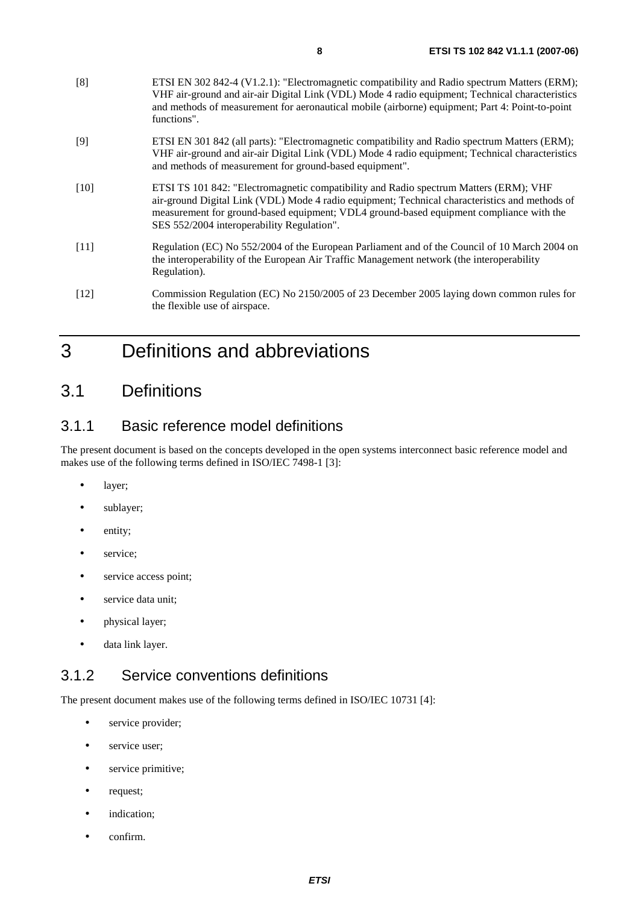[8] ETSI EN 302 842-4 (V1.2.1): "Electromagnetic compatibility and Radio spectrum Matters (ERM); VHF air-ground and air-air Digital Link (VDL) Mode 4 radio equipment; Technical characteristics and methods of measurement for aeronautical mobile (airborne) equipment; Part 4: Point-to-point functions".

[9] ETSI EN 301 842 (all parts): "Electromagnetic compatibility and Radio spectrum Matters (ERM); VHF air-ground and air-air Digital Link (VDL) Mode 4 radio equipment; Technical characteristics and methods of measurement for ground-based equipment".

[10] ETSI TS 101 842: "Electromagnetic compatibility and Radio spectrum Matters (ERM); VHF air-ground Digital Link (VDL) Mode 4 radio equipment; Technical characteristics and methods of measurement for ground-based equipment; VDL4 ground-based equipment compliance with the SES 552/2004 interoperability Regulation".

[11] Regulation (EC) No 552/2004 of the European Parliament and of the Council of 10 March 2004 on the interoperability of the European Air Traffic Management network (the interoperability Regulation).

[12] Commission Regulation (EC) No 2150/2005 of 23 December 2005 laying down common rules for the flexible use of airspace.

# 3 Definitions and abbreviations

## 3.1 Definitions

### 3.1.1 Basic reference model definitions

The present document is based on the concepts developed in the open systems interconnect basic reference model and makes use of the following terms defined in ISO/IEC 7498-1 [3]:

- layer;
- sublayer;
- entity;
- service;
- service access point;
- service data unit;
- physical layer;
- data link layer.

### 3.1.2 Service conventions definitions

The present document makes use of the following terms defined in ISO/IEC 10731 [4]:

- service provider;
- service user;
- service primitive;
- request;
- indication;
- confirm.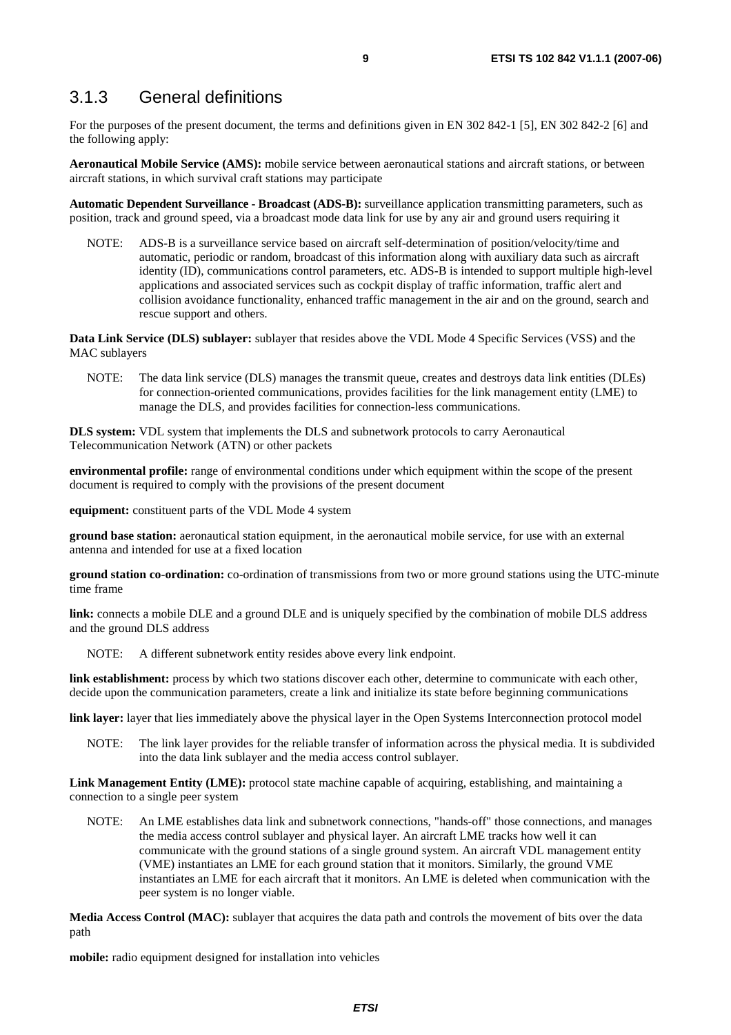### 3.1.3 General definitions

For the purposes of the present document, the terms and definitions given in EN 302 842-1 [5], EN 302 842-2 [6] and the following apply:

**Aeronautical Mobile Service (AMS):** mobile service between aeronautical stations and aircraft stations, or between aircraft stations, in which survival craft stations may participate

**Automatic Dependent Surveillance - Broadcast (ADS-B):** surveillance application transmitting parameters, such as position, track and ground speed, via a broadcast mode data link for use by any air and ground users requiring it

NOTE: ADS-B is a surveillance service based on aircraft self-determination of position/velocity/time and automatic, periodic or random, broadcast of this information along with auxiliary data such as aircraft identity (ID), communications control parameters, etc. ADS-B is intended to support multiple high-level applications and associated services such as cockpit display of traffic information, traffic alert and collision avoidance functionality, enhanced traffic management in the air and on the ground, search and rescue support and others.

**Data Link Service (DLS) sublayer:** sublayer that resides above the VDL Mode 4 Specific Services (VSS) and the MAC sublayers

NOTE: The data link service (DLS) manages the transmit queue, creates and destroys data link entities (DLEs) for connection-oriented communications, provides facilities for the link management entity (LME) to manage the DLS, and provides facilities for connection-less communications.

**DLS system:** VDL system that implements the DLS and subnetwork protocols to carry Aeronautical Telecommunication Network (ATN) or other packets

**environmental profile:** range of environmental conditions under which equipment within the scope of the present document is required to comply with the provisions of the present document

**equipment:** constituent parts of the VDL Mode 4 system

**ground base station:** aeronautical station equipment, in the aeronautical mobile service, for use with an external antenna and intended for use at a fixed location

**ground station co-ordination:** co-ordination of transmissions from two or more ground stations using the UTC-minute time frame

**link:** connects a mobile DLE and a ground DLE and is uniquely specified by the combination of mobile DLS address and the ground DLS address

NOTE: A different subnetwork entity resides above every link endpoint.

**link establishment:** process by which two stations discover each other, determine to communicate with each other, decide upon the communication parameters, create a link and initialize its state before beginning communications

**link layer:** layer that lies immediately above the physical layer in the Open Systems Interconnection protocol model

NOTE: The link layer provides for the reliable transfer of information across the physical media. It is subdivided into the data link sublayer and the media access control sublayer.

**Link Management Entity (LME):** protocol state machine capable of acquiring, establishing, and maintaining a connection to a single peer system

NOTE: An LME establishes data link and subnetwork connections, "hands-off" those connections, and manages the media access control sublayer and physical layer. An aircraft LME tracks how well it can communicate with the ground stations of a single ground system. An aircraft VDL management entity (VME) instantiates an LME for each ground station that it monitors. Similarly, the ground VME instantiates an LME for each aircraft that it monitors. An LME is deleted when communication with the peer system is no longer viable.

**Media Access Control (MAC):** sublayer that acquires the data path and controls the movement of bits over the data path

**mobile:** radio equipment designed for installation into vehicles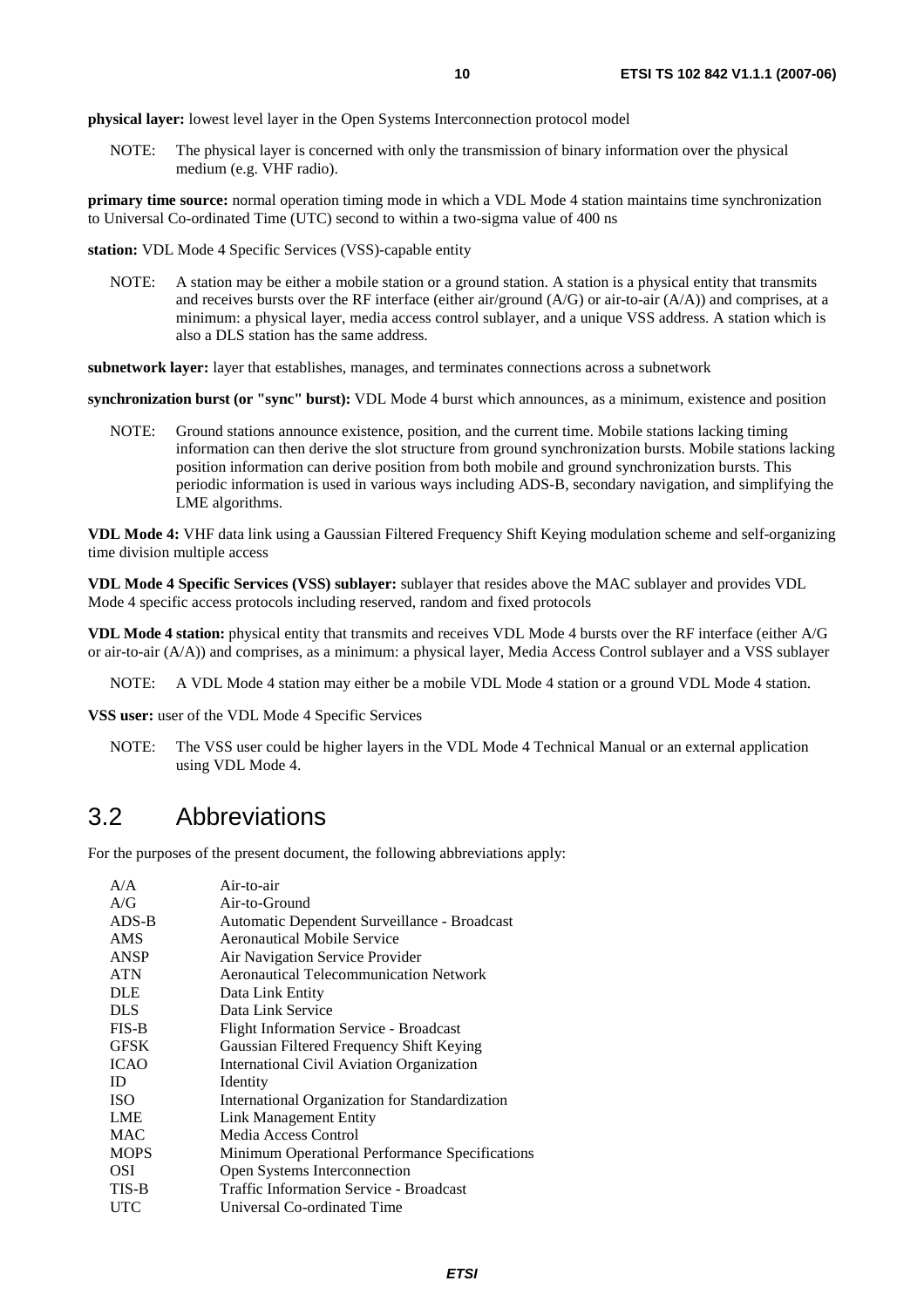**physical layer:** lowest level layer in the Open Systems Interconnection protocol model

NOTE: The physical layer is concerned with only the transmission of binary information over the physical medium (e.g. VHF radio).

**primary time source:** normal operation timing mode in which a VDL Mode 4 station maintains time synchronization to Universal Co-ordinated Time (UTC) second to within a two-sigma value of 400 ns

**station:** VDL Mode 4 Specific Services (VSS)-capable entity

NOTE: A station may be either a mobile station or a ground station. A station is a physical entity that transmits and receives bursts over the RF interface (either air/ground (A/G) or air-to-air (A/A)) and comprises, at a minimum: a physical layer, media access control sublayer, and a unique VSS address. A station which is also a DLS station has the same address.

**subnetwork layer:** layer that establishes, manages, and terminates connections across a subnetwork

**synchronization burst (or "sync" burst):** VDL Mode 4 burst which announces, as a minimum, existence and position

NOTE: Ground stations announce existence, position, and the current time. Mobile stations lacking timing information can then derive the slot structure from ground synchronization bursts. Mobile stations lacking position information can derive position from both mobile and ground synchronization bursts. This periodic information is used in various ways including ADS-B, secondary navigation, and simplifying the LME algorithms.

**VDL Mode 4:** VHF data link using a Gaussian Filtered Frequency Shift Keying modulation scheme and self-organizing time division multiple access

**VDL Mode 4 Specific Services (VSS) sublayer:** sublayer that resides above the MAC sublayer and provides VDL Mode 4 specific access protocols including reserved, random and fixed protocols

**VDL Mode 4 station:** physical entity that transmits and receives VDL Mode 4 bursts over the RF interface (either A/G or air-to-air (A/A)) and comprises, as a minimum: a physical layer, Media Access Control sublayer and a VSS sublayer

NOTE: A VDL Mode 4 station may either be a mobile VDL Mode 4 station or a ground VDL Mode 4 station.

**VSS user:** user of the VDL Mode 4 Specific Services

NOTE: The VSS user could be higher layers in the VDL Mode 4 Technical Manual or an external application using VDL Mode 4.

## 3.2 Abbreviations

For the purposes of the present document, the following abbreviations apply:

| | |
|---|---|
| A/A | Air-to-air |
| A/G | Air-to-Ground |
| ADS-B | Automatic Dependent Surveillance - Broadcast |
| AMS | Aeronautical Mobile Service |
| ANSP | Air Navigation Service Provider |
| ATN | Aeronautical Telecommunication Network |
| DLE | Data Link Entity |
| DLS | Data Link Service |
| FIS-B | Flight Information Service - Broadcast |
| GFSK | Gaussian Filtered Frequency Shift Keying |
| ICAO | International Civil Aviation Organization |
| ID | Identity |
| ISO | International Organization for Standardization |
| LME | Link Management Entity |
| MAC | Media Access Control |
| MOPS | Minimum Operational Performance Specifications |
| OSI | Open Systems Interconnection |
| TIS-B | Traffic Information Service - Broadcast |
| UTC | Universal Co-ordinated Time |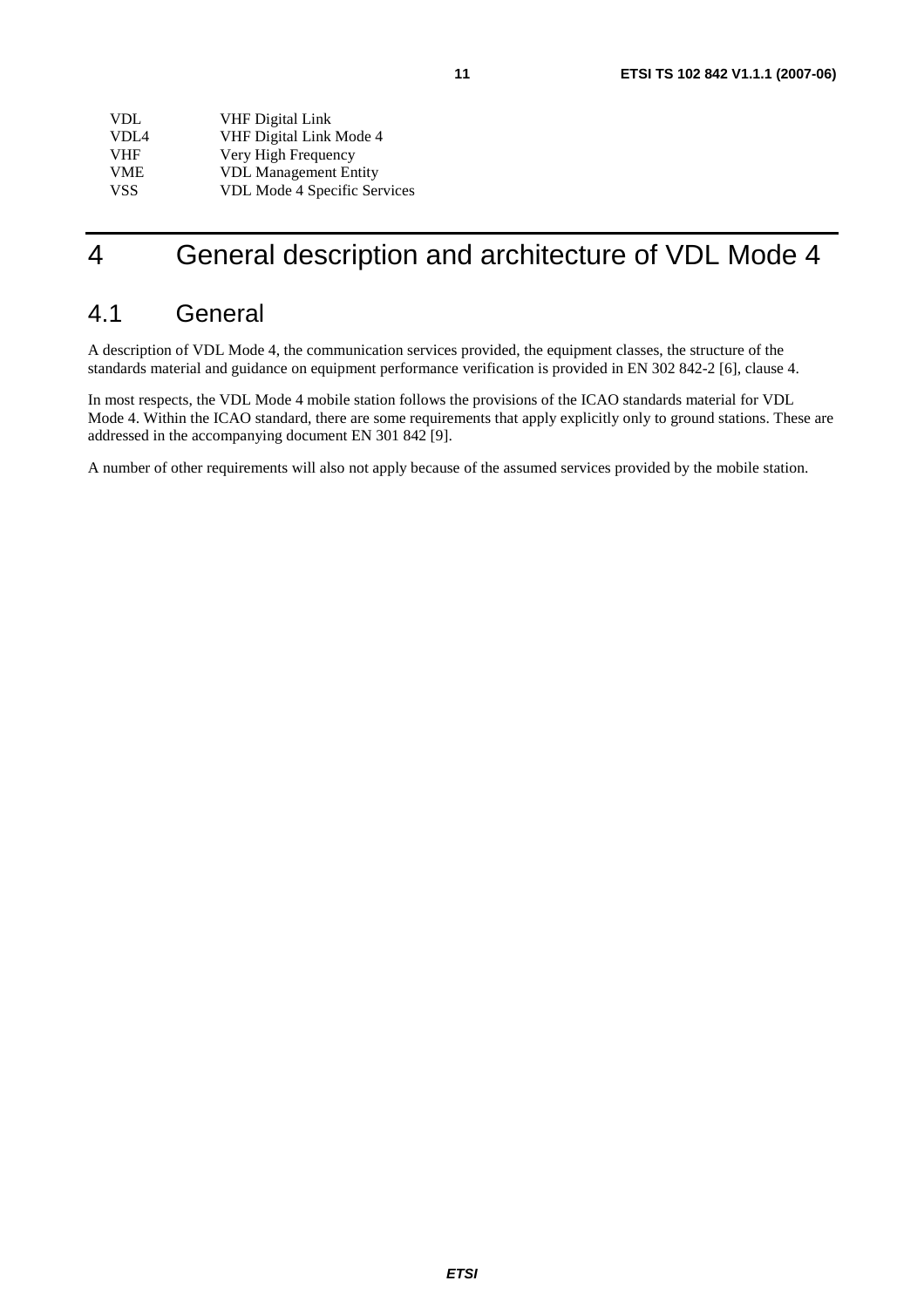| | |
|---|---|
| VDL | VHF Digital Link |
| VDL4 | VHF Digital Link Mode 4 |
| VHF | Very High Frequency |
| VME | VDL Management Entity |
| VSS | VDL Mode 4 Specific Services |

# 4 General description and architecture of VDL Mode 4

## 4.1 General

A description of VDL Mode 4, the communication services provided, the equipment classes, the structure of the standards material and guidance on equipment performance verification is provided in EN 302 842-2 [6], clause 4.

In most respects, the VDL Mode 4 mobile station follows the provisions of the ICAO standards material for VDL Mode 4. Within the ICAO standard, there are some requirements that apply explicitly only to ground stations. These are addressed in the accompanying document EN 301 842 [9].

A number of other requirements will also not apply because of the assumed services provided by the mobile station.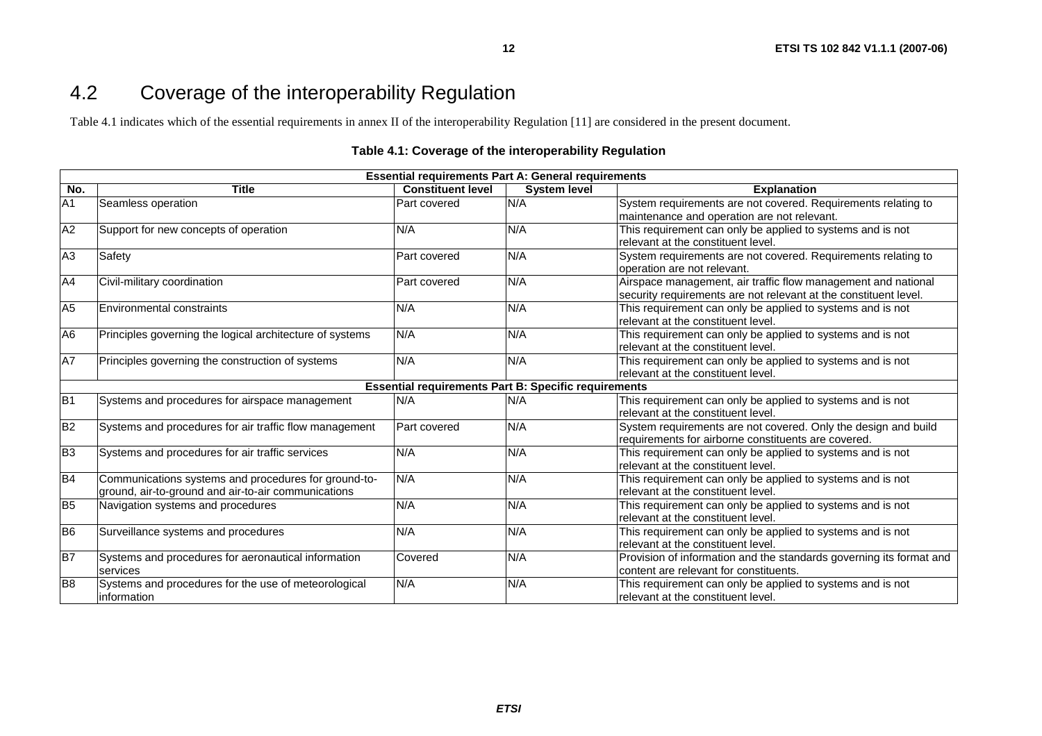## 4.2 Coverage of the interoperability Regulation

Table 4.1 indicates which of the essential requirements in annex II of the interoperability Regulation [11] are considered in the present document.

**Table 4.1: Coverage of the interoperability Regulation**

| **Essential requirements Part A: General requirements** | | | | |
|---|---|---|---|---|
| **No.** | **Title** | **Constituent level** | **System level** | **Explanation** |
| A1 | Seamless operation | Part covered | N/A | System requirements are not covered. Requirements relating to maintenance and operation are not relevant. |
| A2 | Support for new concepts of operation | N/A | N/A | This requirement can only be applied to systems and is not relevant at the constituent level. |
| A3 | Safety | Part covered | N/A | System requirements are not covered. Requirements relating to operation are not relevant. |
| A4 | Civil-military coordination | Part covered | N/A | Airspace management, air traffic flow management and national security requirements are not relevant at the constituent level. |
| A5 | Environmental constraints | N/A | N/A | This requirement can only be applied to systems and is not relevant at the constituent level. |
| A6 | Principles governing the logical architecture of systems | N/A | N/A | This requirement can only be applied to systems and is not relevant at the constituent level. |
| A7 | Principles governing the construction of systems | N/A | N/A | This requirement can only be applied to systems and is not relevant at the constituent level. |
| **Essential requirements Part B: Specific requirements** | | | | |
| B1 | Systems and procedures for airspace management | N/A | N/A | This requirement can only be applied to systems and is not relevant at the constituent level. |
| B2 | Systems and procedures for air traffic flow management | Part covered | N/A | System requirements are not covered. Only the design and build requirements for airborne constituents are covered. |
| B3 | Systems and procedures for air traffic services | N/A | N/A | This requirement can only be applied to systems and is not relevant at the constituent level. |
| B4 | Communications systems and procedures for ground-to-ground, air-to-ground and air-to-air communications | N/A | N/A | This requirement can only be applied to systems and is not relevant at the constituent level. |
| B5 | Navigation systems and procedures | N/A | N/A | This requirement can only be applied to systems and is not relevant at the constituent level. |
| B6 | Surveillance systems and procedures | N/A | N/A | This requirement can only be applied to systems and is not relevant at the constituent level. |
| B7 | Systems and procedures for aeronautical information services | Covered | N/A | Provision of information and the standards governing its format and content are relevant for constituents. |
| B8 | Systems and procedures for the use of meteorological information | N/A | N/A | This requirement can only be applied to systems and is not relevant at the constituent level. |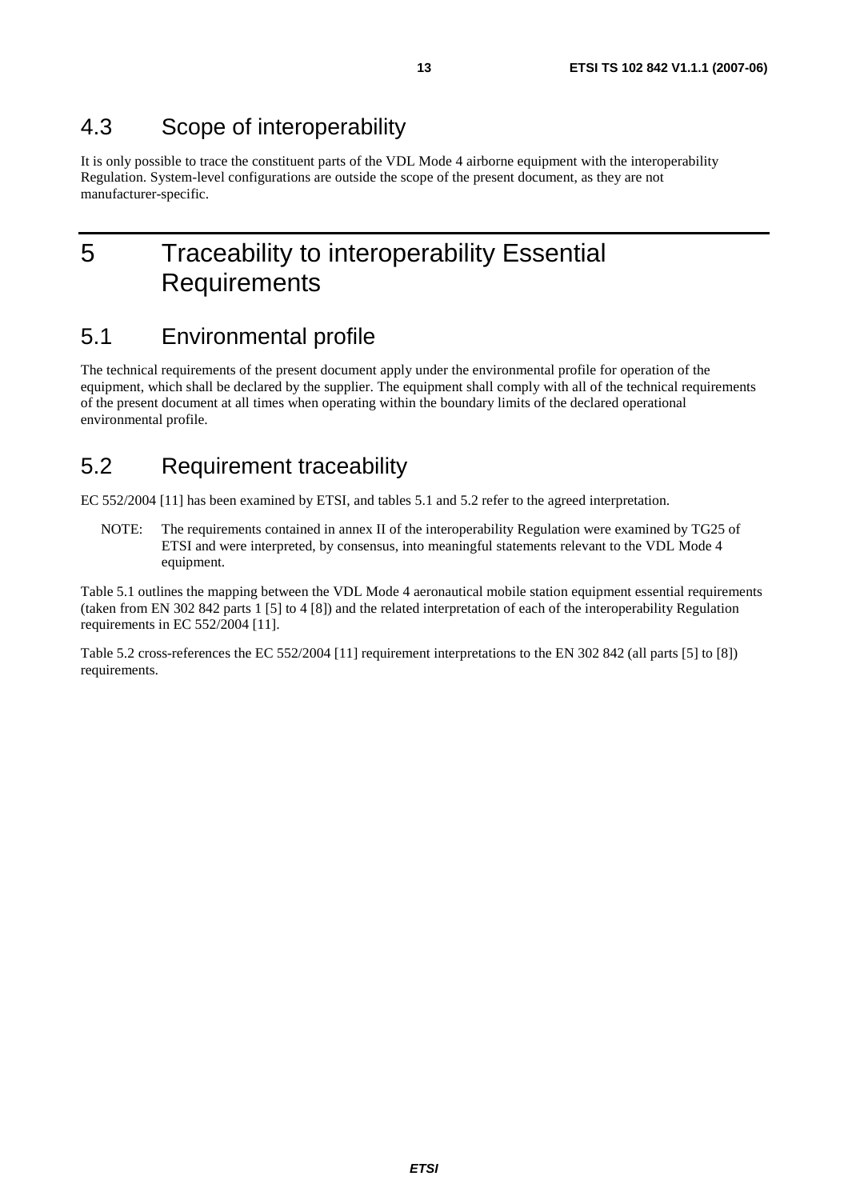## 4.3 Scope of interoperability

It is only possible to trace the constituent parts of the VDL Mode 4 airborne equipment with the interoperability Regulation. System-level configurations are outside the scope of the present document, as they are not manufacturer-specific.

# 5 Traceability to interoperability Essential Requirements

## 5.1 Environmental profile

The technical requirements of the present document apply under the environmental profile for operation of the equipment, which shall be declared by the supplier. The equipment shall comply with all of the technical requirements of the present document at all times when operating within the boundary limits of the declared operational environmental profile.

## 5.2 Requirement traceability

EC 552/2004 [11] has been examined by ETSI, and tables 5.1 and 5.2 refer to the agreed interpretation.

NOTE: The requirements contained in annex II of the interoperability Regulation were examined by TG25 of ETSI and were interpreted, by consensus, into meaningful statements relevant to the VDL Mode 4 equipment.

Table 5.1 outlines the mapping between the VDL Mode 4 aeronautical mobile station equipment essential requirements (taken from EN 302 842 parts 1 [5] to 4 [8]) and the related interpretation of each of the interoperability Regulation requirements in EC 552/2004 [11].

Table 5.2 cross-references the EC 552/2004 [11] requirement interpretations to the EN 302 842 (all parts [5] to [8]) requirements.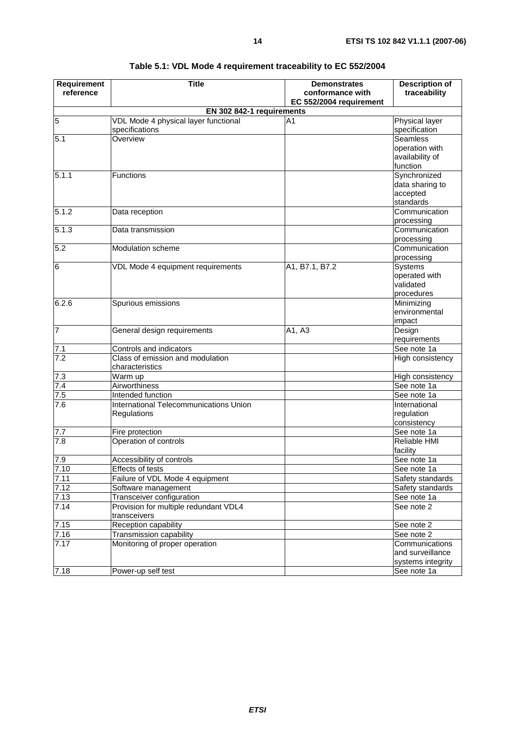**Table 5.1: VDL Mode 4 requirement traceability to EC 552/2004**

| Requirement reference | Title | Demonstrates conformance with EC 552/2004 requirement | Description of traceability |
|---|---|---|---|
| **EN 302 842-1 requirements** | | | |
| 5 | VDL Mode 4 physical layer functional specifications | A1 | Physical layer specification |
| 5.1 | Overview | | Seamless operation with availability of function |
| 5.1.1 | Functions | | Synchronized data sharing to accepted standards |
| 5.1.2 | Data reception | | Communication processing |
| 5.1.3 | Data transmission | | Communication processing |
| 5.2 | Modulation scheme | | Communication processing |
| 6 | VDL Mode 4 equipment requirements | A1, B7.1, B7.2 | Systems operated with validated procedures |
| 6.2.6 | Spurious emissions | | Minimizing environmental impact |
| 7 | General design requirements | A1, A3 | Design requirements |
| 7.1 | Controls and indicators | | See note 1a |
| 7.2 | Class of emission and modulation characteristics | | High consistency |
| 7.3 | Warm up | | High consistency |
| 7.4 | Airworthiness | | See note 1a |
| 7.5 | Intended function | | See note 1a |
| 7.6 | International Telecommunications Union Regulations | | International regulation consistency |
| 7.7 | Fire protection | | See note 1a |
| 7.8 | Operation of controls | | Reliable HMI facility |
| 7.9 | Accessibility of controls | | See note 1a |
| 7.10 | Effects of tests | | See note 1a |
| 7.11 | Failure of VDL Mode 4 equipment | | Safety standards |
| 7.12 | Software management | | Safety standards |
| 7.13 | Transceiver configuration | | See note 1a |
| 7.14 | Provision for multiple redundant VDL4 transceivers | | See note 2 |
| 7.15 | Reception capability | | See note 2 |
| 7.16 | Transmission capability | | See note 2 |
| 7.17 | Monitoring of proper operation | | Communications and surveillance systems integrity |
| 7.18 | Power-up self test | | See note 1a |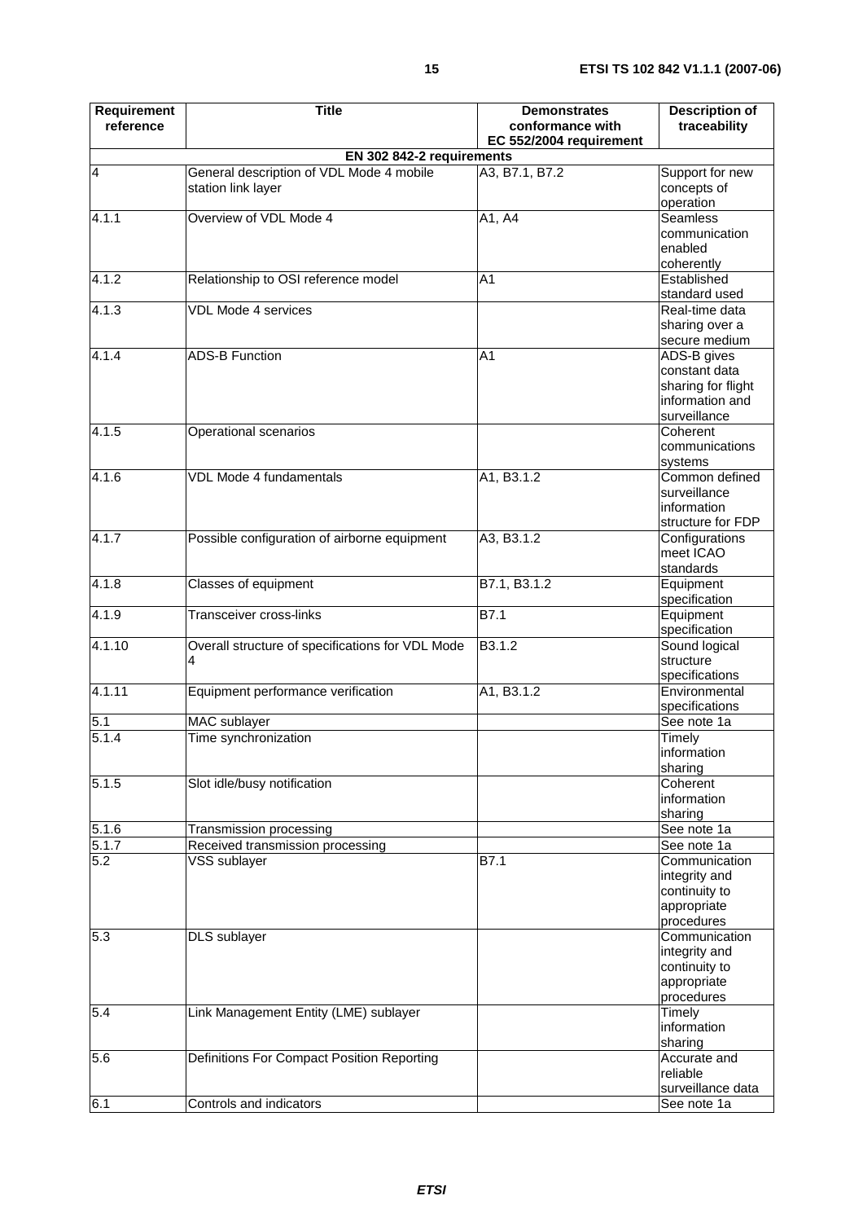| Requirement reference | Title | Demonstrates conformance with EC 552/2004 requirement | Description of traceability |
|---|---|---|---|
| | **EN 302 842-2 requirements** | | |
| 4 | General description of VDL Mode 4 mobile station link layer | A3, B7.1, B7.2 | Support for new concepts of operation |
| 4.1.1 | Overview of VDL Mode 4 | A1, A4 | Seamless communication enabled coherently |
| 4.1.2 | Relationship to OSI reference model | A1 | Established standard used |
| 4.1.3 | VDL Mode 4 services | | Real-time data sharing over a secure medium |
| 4.1.4 | ADS-B Function | A1 | ADS-B gives constant data sharing for flight information and surveillance |
| 4.1.5 | Operational scenarios | | Coherent communications systems |
| 4.1.6 | VDL Mode 4 fundamentals | A1, B3.1.2 | Common defined surveillance information structure for FDP |
| 4.1.7 | Possible configuration of airborne equipment | A3, B3.1.2 | Configurations meet ICAO standards |
| 4.1.8 | Classes of equipment | B7.1, B3.1.2 | Equipment specification |
| 4.1.9 | Transceiver cross-links | B7.1 | Equipment specification |
| 4.1.10 | Overall structure of specifications for VDL Mode 4 | B3.1.2 | Sound logical structure specifications |
| 4.1.11 | Equipment performance verification | A1, B3.1.2 | Environmental specifications |
| 5.1 | MAC sublayer | | See note 1a |
| 5.1.4 | Time synchronization | | Timely information sharing |
| 5.1.5 | Slot idle/busy notification | | Coherent information sharing |
| 5.1.6 | Transmission processing | | See note 1a |
| 5.1.7 | Received transmission processing | | See note 1a |
| 5.2 | VSS sublayer | B7.1 | Communication integrity and continuity to appropriate procedures |
| 5.3 | DLS sublayer | | Communication integrity and continuity to appropriate procedures |
| 5.4 | Link Management Entity (LME) sublayer | | Timely information sharing |
| 5.6 | Definitions For Compact Position Reporting | | Accurate and reliable surveillance data |
| 6.1 | Controls and indicators | | See note 1a |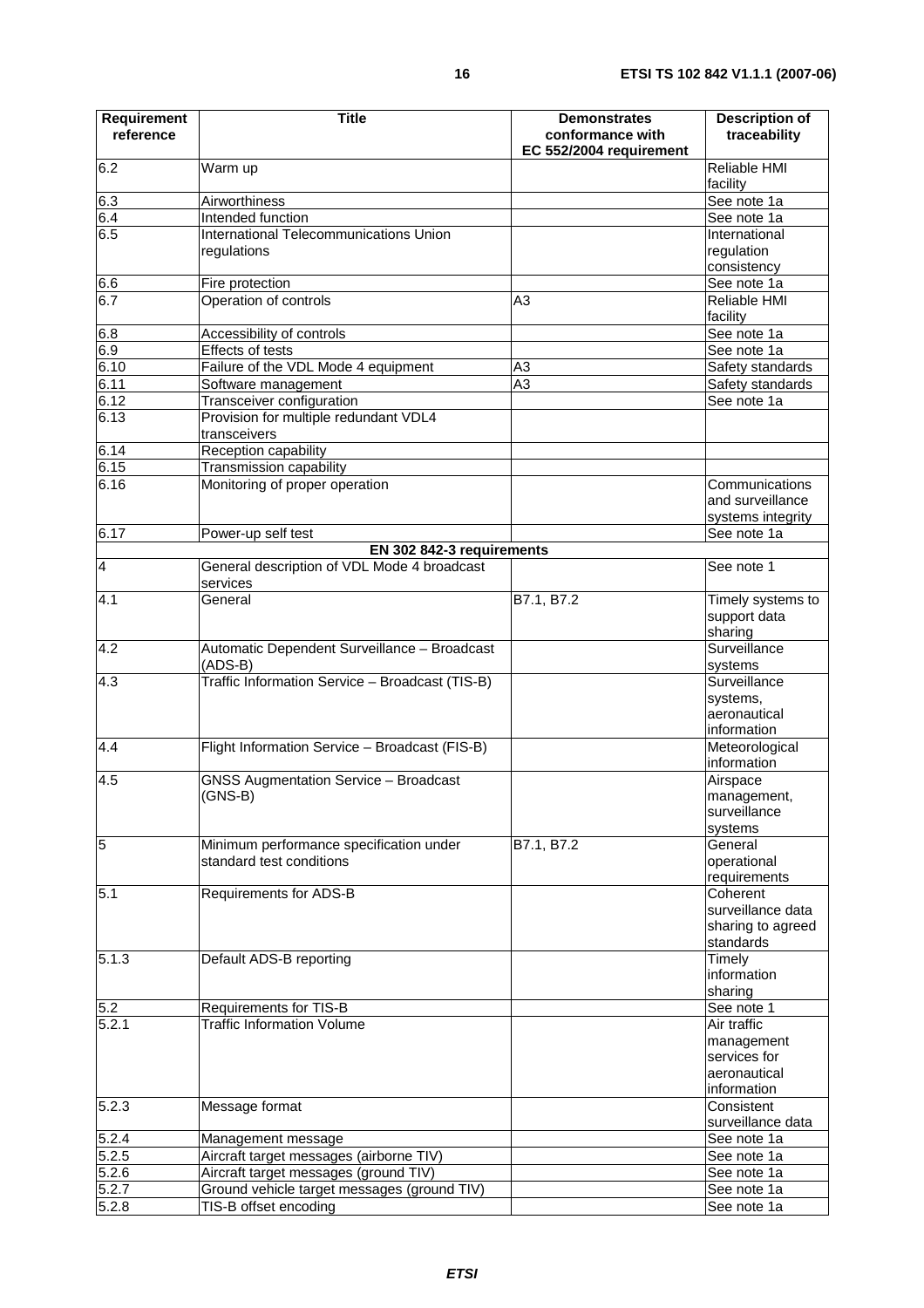| Requirement reference | Title | Demonstrates conformance with EC 552/2004 requirement | Description of traceability |
|---|---|---|---|
| 6.2 | Warm up | | Reliable HMI facility |
| 6.3 | Airworthiness | | See note 1a |
| 6.4 | Intended function | | See note 1a |
| 6.5 | International Telecommunications Union regulations | | International regulation consistency |
| 6.6 | Fire protection | | See note 1a |
| 6.7 | Operation of controls | A3 | Reliable HMI facility |
| 6.8 | Accessibility of controls | | See note 1a |
| 6.9 | Effects of tests | | See note 1a |
| 6.10 | Failure of the VDL Mode 4 equipment | A3 | Safety standards |
| 6.11 | Software management | A3 | Safety standards |
| 6.12 | Transceiver configuration | | See note 1a |
| 6.13 | Provision for multiple redundant VDL4 transceivers | | |
| 6.14 | Reception capability | | |
| 6.15 | Transmission capability | | |
| 6.16 | Monitoring of proper operation | | Communications and surveillance systems integrity |
| 6.17 | Power-up self test | | See note 1a |
| | **EN 302 842-3 requirements** | | |
| 4 | General description of VDL Mode 4 broadcast services | | See note 1 |
| 4.1 | General | B7.1, B7.2 | Timely systems to support data sharing |
| 4.2 | Automatic Dependent Surveillance – Broadcast (ADS-B) | | Surveillance systems |
| 4.3 | Traffic Information Service – Broadcast (TIS-B) | | Surveillance systems, aeronautical information |
| 4.4 | Flight Information Service – Broadcast (FIS-B) | | Meteorological information |
| 4.5 | GNSS Augmentation Service – Broadcast (GNS-B) | | Airspace management, surveillance systems |
| 5 | Minimum performance specification under standard test conditions | B7.1, B7.2 | General operational requirements |
| 5.1 | Requirements for ADS-B | | Coherent surveillance data sharing to agreed standards |
| 5.1.3 | Default ADS-B reporting | | Timely information sharing |
| 5.2 | Requirements for TIS-B | | See note 1 |
| 5.2.1 | Traffic Information Volume | | Air traffic management services for aeronautical information |
| 5.2.3 | Message format | | Consistent surveillance data |
| 5.2.4 | Management message | | See note 1a |
| 5.2.5 | Aircraft target messages (airborne TIV) | | See note 1a |
| 5.2.6 | Aircraft target messages (ground TIV) | | See note 1a |
| 5.2.7 | Ground vehicle target messages (ground TIV) | | See note 1a |
| 5.2.8 | TIS-B offset encoding | | See note 1a |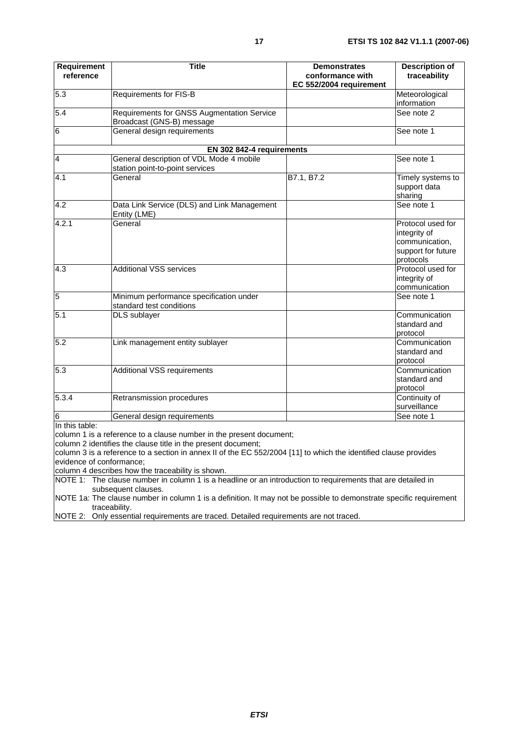| Requirement reference | Title | Demonstrates conformance with EC 552/2004 requirement | Description of traceability |
| --- | --- | --- | --- |
| 5.3 | Requirements for FIS-B | | Meteorological information |
| 5.4 | Requirements for GNSS Augmentation Service Broadcast (GNS-B) message | | See note 2 |
| 6 | General design requirements | | See note 1 |
| | **EN 302 842-4 requirements** | | |
| 4 | General description of VDL Mode 4 mobile station point-to-point services | | See note 1 |
| 4.1 | General | B7.1, B7.2 | Timely systems to support data sharing |
| 4.2 | Data Link Service (DLS) and Link Management Entity (LME) | | See note 1 |
| 4.2.1 | General | | Protocol used for integrity of communication, support for future protocols |
| 4.3 | Additional VSS services | | Protocol used for integrity of communication |
| 5 | Minimum performance specification under standard test conditions | | See note 1 |
| 5.1 | DLS sublayer | | Communication standard and protocol |
| 5.2 | Link management entity sublayer | | Communication standard and protocol |
| 5.3 | Additional VSS requirements | | Communication standard and protocol |
| 5.3.4 | Retransmission procedures | | Continuity of surveillance |
| 6 | General design requirements | | See note 1 |

In this table:
column 1 is a reference to a clause number in the present document;
column 2 identifies the clause title in the present document;
column 3 is a reference to a section in annex II of the EC 552/2004 [11] to which the identified clause provides evidence of conformance;
column 4 describes how the traceability is shown.

NOTE 1: The clause number in column 1 is a headline or an introduction to requirements that are detailed in subsequent clauses.

NOTE 1a: The clause number in column 1 is a definition. It may not be possible to demonstrate specific requirement traceability.

NOTE 2: Only essential requirements are traced. Detailed requirements are not traced.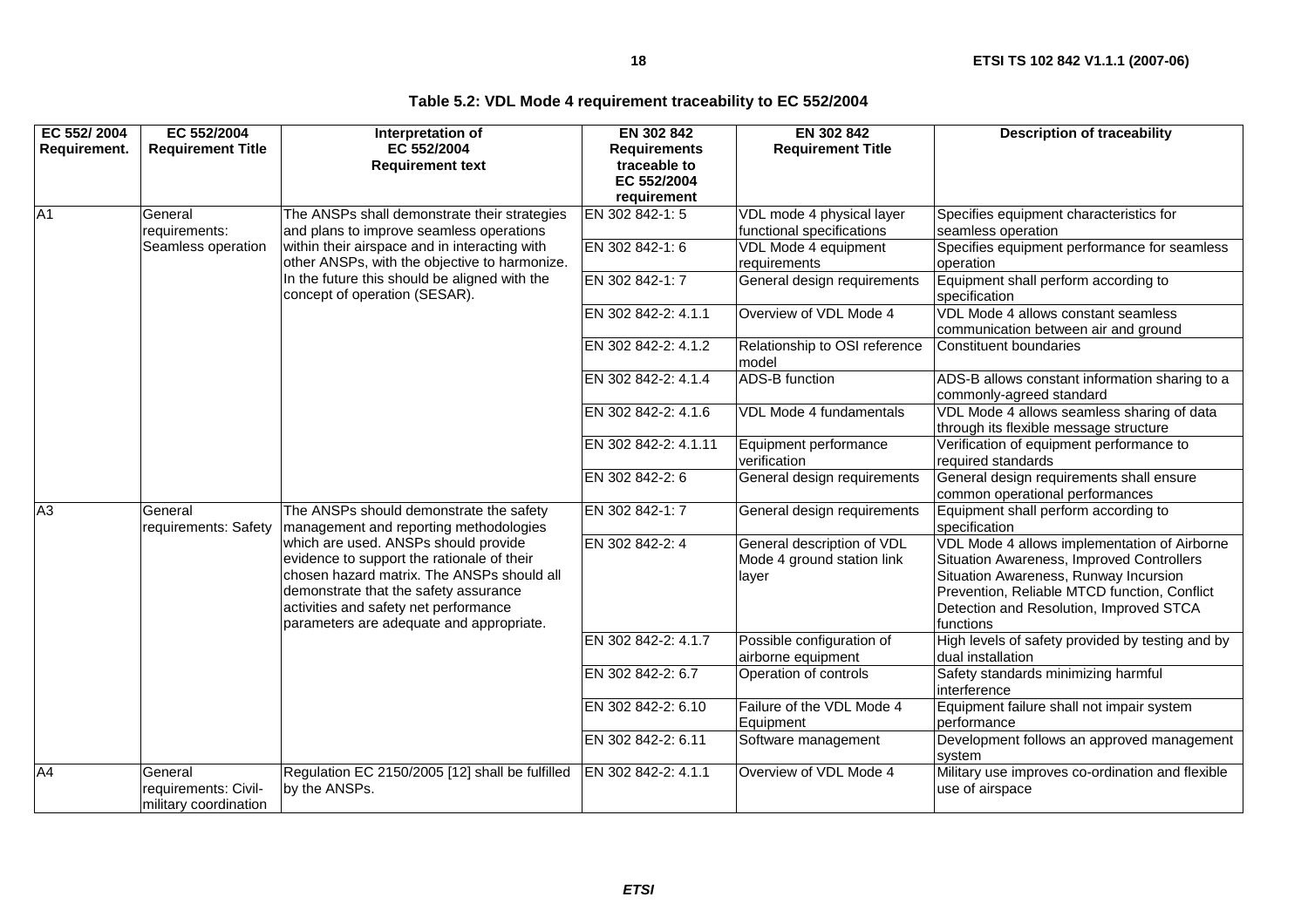**Table 5.2: VDL Mode 4 requirement traceability to EC 552/2004**

| EC 552/ 2004 Requirement. | EC 552/2004 Requirement Title | Interpretation of EC 552/2004 Requirement text | EN 302 842 Requirements traceable to EC 552/2004 requirement | EN 302 842 Requirement Title | Description of traceability |
|---|---|---|---|---|---|
| A1 | General requirements: Seamless operation | The ANSPs shall demonstrate their strategies and plans to improve seamless operations within their airspace and in interacting with other ANSPs, with the objective to harmonize. In the future this should be aligned with the concept of operation (SESAR). | EN 302 842-1: 5 | VDL mode 4 physical layer functional specifications | Specifies equipment characteristics for seamless operation |
| | | | EN 302 842-1: 6 | VDL Mode 4 equipment requirements | Specifies equipment performance for seamless operation |
| | | | EN 302 842-1: 7 | General design requirements | Equipment shall perform according to specification |
| | | | EN 302 842-2: 4.1.1 | Overview of VDL Mode 4 | VDL Mode 4 allows constant seamless communication between air and ground |
| | | | EN 302 842-2: 4.1.2 | Relationship to OSI reference model | Constituent boundaries |
| | | | EN 302 842-2: 4.1.4 | ADS-B function | ADS-B allows constant information sharing to a commonly-agreed standard |
| | | | EN 302 842-2: 4.1.6 | VDL Mode 4 fundamentals | VDL Mode 4 allows seamless sharing of data through its flexible message structure |
| | | | EN 302 842-2: 4.1.11 | Equipment performance verification | Verification of equipment performance to required standards |
| | | | EN 302 842-2: 6 | General design requirements | General design requirements shall ensure common operational performances |
| A3 | General requirements: Safety | The ANSPs should demonstrate the safety management and reporting methodologies which are used. ANSPs should provide evidence to support the rationale of their chosen hazard matrix. The ANSPs should all demonstrate that the safety assurance activities and safety net performance parameters are adequate and appropriate. | EN 302 842-1: 7 | General design requirements | Equipment shall perform according to specification |
| | | | EN 302 842-2: 4 | General description of VDL Mode 4 ground station link layer | VDL Mode 4 allows implementation of Airborne Situation Awareness, Improved Controllers Situation Awareness, Runway Incursion Prevention, Reliable MTCD function, Conflict Detection and Resolution, Improved STCA functions |
| | | | EN 302 842-2: 4.1.7 | Possible configuration of airborne equipment | High levels of safety provided by testing and by dual installation |
| | | | EN 302 842-2: 6.7 | Operation of controls | Safety standards minimizing harmful interference |
| | | | EN 302 842-2: 6.10 | Failure of the VDL Mode 4 Equipment | Equipment failure shall not impair system performance |
| | | | EN 302 842-2: 6.11 | Software management | Development follows an approved management system |
| A4 | General requirements: Civil-military coordination | Regulation EC 2150/2005 [12] shall be fulfilled by the ANSPs. | EN 302 842-2: 4.1.1 | Overview of VDL Mode 4 | Military use improves co-ordination and flexible use of airspace |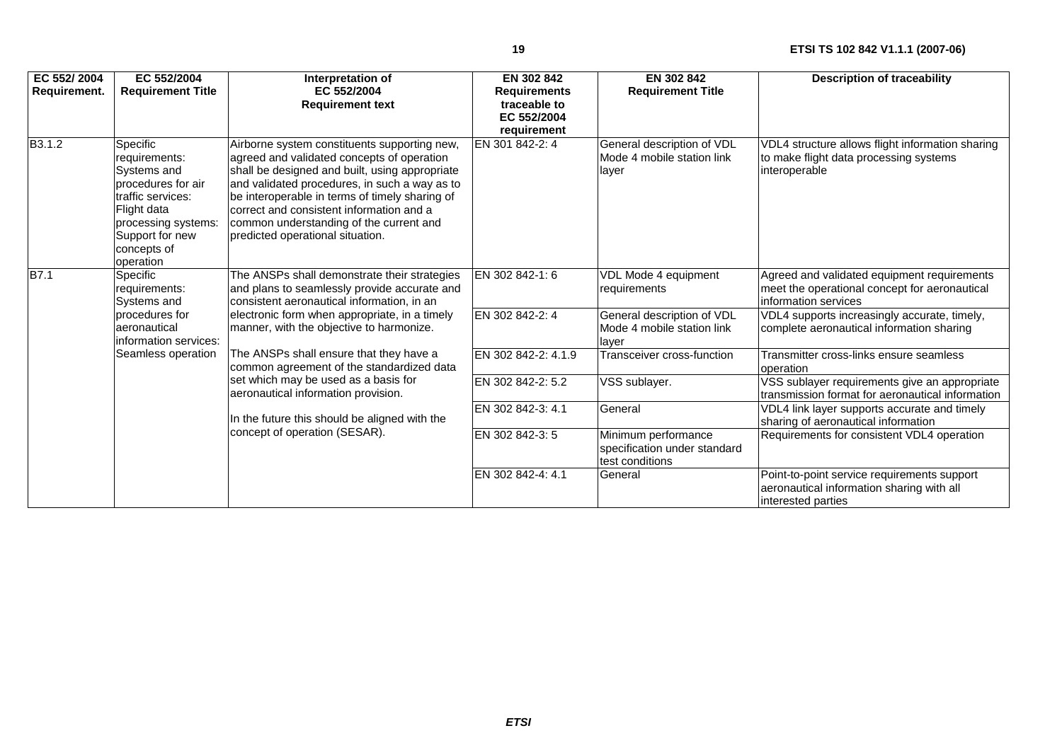| EC 552/ 2004 Requirement. | EC 552/2004 Requirement Title | Interpretation of EC 552/2004 Requirement text | EN 302 842 Requirements traceable to EC 552/2004 requirement | EN 302 842 Requirement Title | Description of traceability |
|---|---|---|---|---|---|
| B3.1.2 | Specific requirements: Systems and procedures for air traffic services: Flight data processing systems: Support for new concepts of operation | Airborne system constituents supporting new, agreed and validated concepts of operation shall be designed and built, using appropriate and validated procedures, in such a way as to be interoperable in terms of timely sharing of correct and consistent information and a common understanding of the current and predicted operational situation. | EN 301 842-2: 4 | General description of VDL Mode 4 mobile station link layer | VDL4 structure allows flight information sharing to make flight data processing systems interoperable |
| B7.1 | Specific requirements: Systems and procedures for aeronautical information services: Seamless operation | The ANSPs shall demonstrate their strategies and plans to seamlessly provide accurate and consistent aeronautical information, in an electronic form when appropriate, in a timely manner, with the objective to harmonize.<br><br>The ANSPs shall ensure that they have a common agreement of the standardized data set which may be used as a basis for aeronautical information provision.<br><br>In the future this should be aligned with the concept of operation (SESAR). | EN 302 842-1: 6 | VDL Mode 4 equipment requirements | Agreed and validated equipment requirements meet the operational concept for aeronautical information services |
| | | | EN 302 842-2: 4 | General description of VDL Mode 4 mobile station link layer | VDL4 supports increasingly accurate, timely, complete aeronautical information sharing |
| | | | EN 302 842-2: 4.1.9 | Transceiver cross-function | Transmitter cross-links ensure seamless operation |
| | | | EN 302 842-2: 5.2 | VSS sublayer. | VSS sublayer requirements give an appropriate transmission format for aeronautical information |
| | | | EN 302 842-3: 4.1 | General | VDL4 link layer supports accurate and timely sharing of aeronautical information |
| | | | EN 302 842-3: 5 | Minimum performance specification under standard test conditions | Requirements for consistent VDL4 operation |
| | | | EN 302 842-4: 4.1 | General | Point-to-point service requirements support aeronautical information sharing with all interested parties |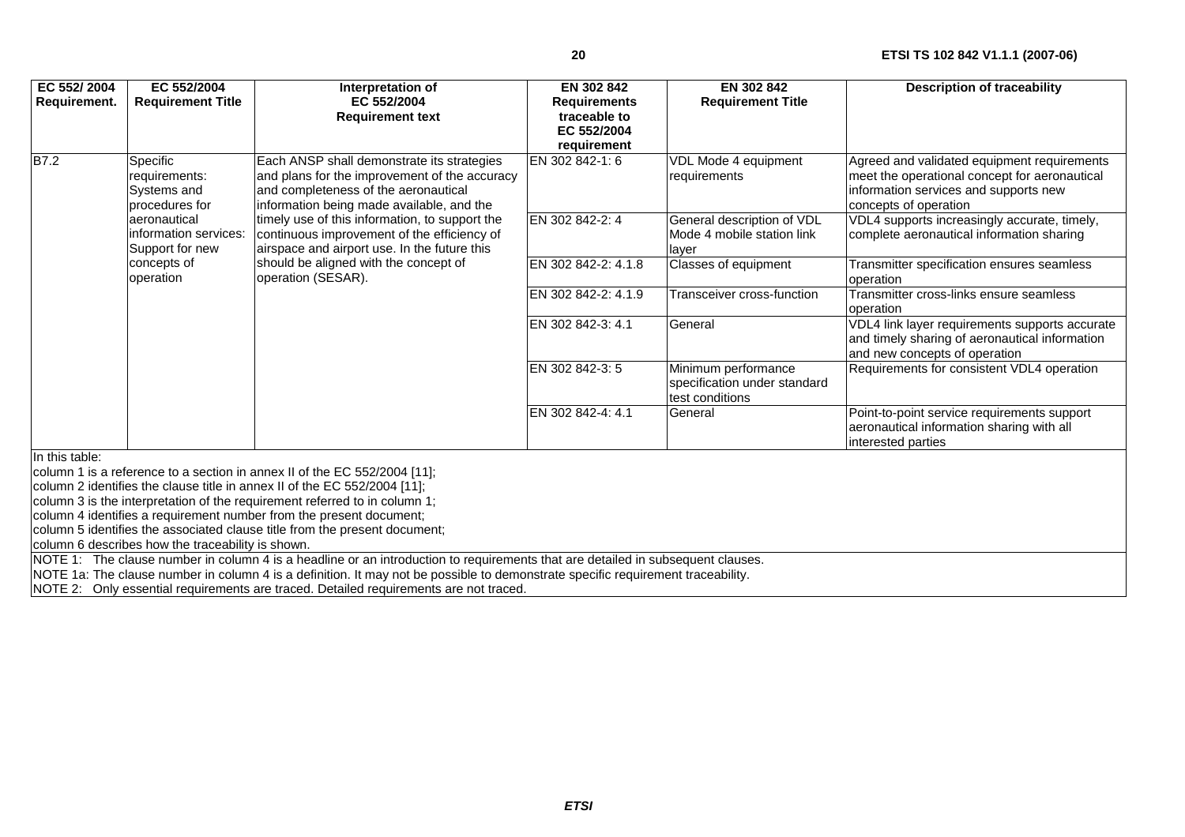| EC 552/ 2004 Requirement. | EC 552/2004 Requirement Title | Interpretation of EC 552/2004 Requirement text | EN 302 842 Requirements traceable to EC 552/2004 requirement | EN 302 842 Requirement Title | Description of traceability |
|---|---|---|---|---|---|
| B7.2 | Specific requirements: Systems and procedures for aeronautical information services: Support for new concepts of operation | Each ANSP shall demonstrate its strategies and plans for the improvement of the accuracy and completeness of the aeronautical information being made available, and the timely use of this information, to support the continuous improvement of the efficiency of airspace and airport use. In the future this should be aligned with the concept of operation (SESAR). | EN 302 842-1: 6 | VDL Mode 4 equipment requirements | Agreed and validated equipment requirements meet the operational concept for aeronautical information services and supports new concepts of operation |
| | | | EN 302 842-2: 4 | General description of VDL Mode 4 mobile station link layer | VDL4 supports increasingly accurate, timely, complete aeronautical information sharing |
| | | | EN 302 842-2: 4.1.8 | Classes of equipment | Transmitter specification ensures seamless operation |
| | | | EN 302 842-2: 4.1.9 | Transceiver cross-function | Transmitter cross-links ensure seamless operation |
| | | | EN 302 842-3: 4.1 | General | VDL4 link layer requirements supports accurate and timely sharing of aeronautical information and new concepts of operation |
| | | | EN 302 842-3: 5 | Minimum performance specification under standard test conditions | Requirements for consistent VDL4 operation |
| | | | EN 302 842-4: 4.1 | General | Point-to-point service requirements support aeronautical information sharing with all interested parties |

In this table:
column 1 is a reference to a section in annex II of the EC 552/2004 [11];
column 2 identifies the clause title in annex II of the EC 552/2004 [11];
column 3 is the interpretation of the requirement referred to in column 1;
column 4 identifies a requirement number from the present document;
column 5 identifies the associated clause title from the present document;
column 6 describes how the traceability is shown.

NOTE 1: The clause number in column 4 is a headline or an introduction to requirements that are detailed in subsequent clauses.
NOTE 1a: The clause number in column 4 is a definition. It may not be possible to demonstrate specific requirement traceability.
NOTE 2: Only essential requirements are traced. Detailed requirements are not traced.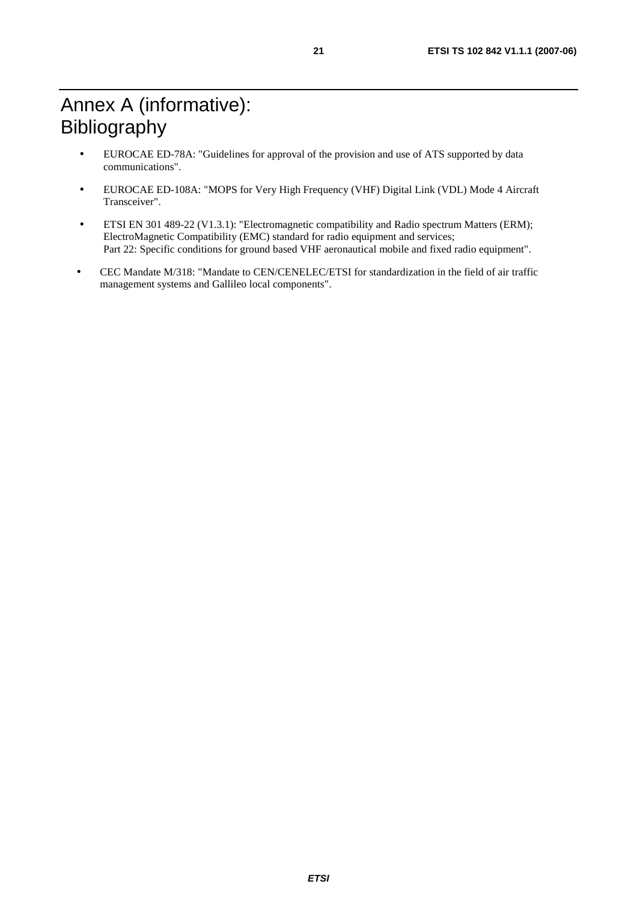# Annex A (informative): Bibliography

- EUROCAE ED-78A: "Guidelines for approval of the provision and use of ATS supported by data communications".
- EUROCAE ED-108A: "MOPS for Very High Frequency (VHF) Digital Link (VDL) Mode 4 Aircraft Transceiver".
- ETSI EN 301 489-22 (V1.3.1): "Electromagnetic compatibility and Radio spectrum Matters (ERM); ElectroMagnetic Compatibility (EMC) standard for radio equipment and services; Part 22: Specific conditions for ground based VHF aeronautical mobile and fixed radio equipment".
- CEC Mandate M/318: "Mandate to CEN/CENELEC/ETSI for standardization in the field of air traffic management systems and Gallileo local components".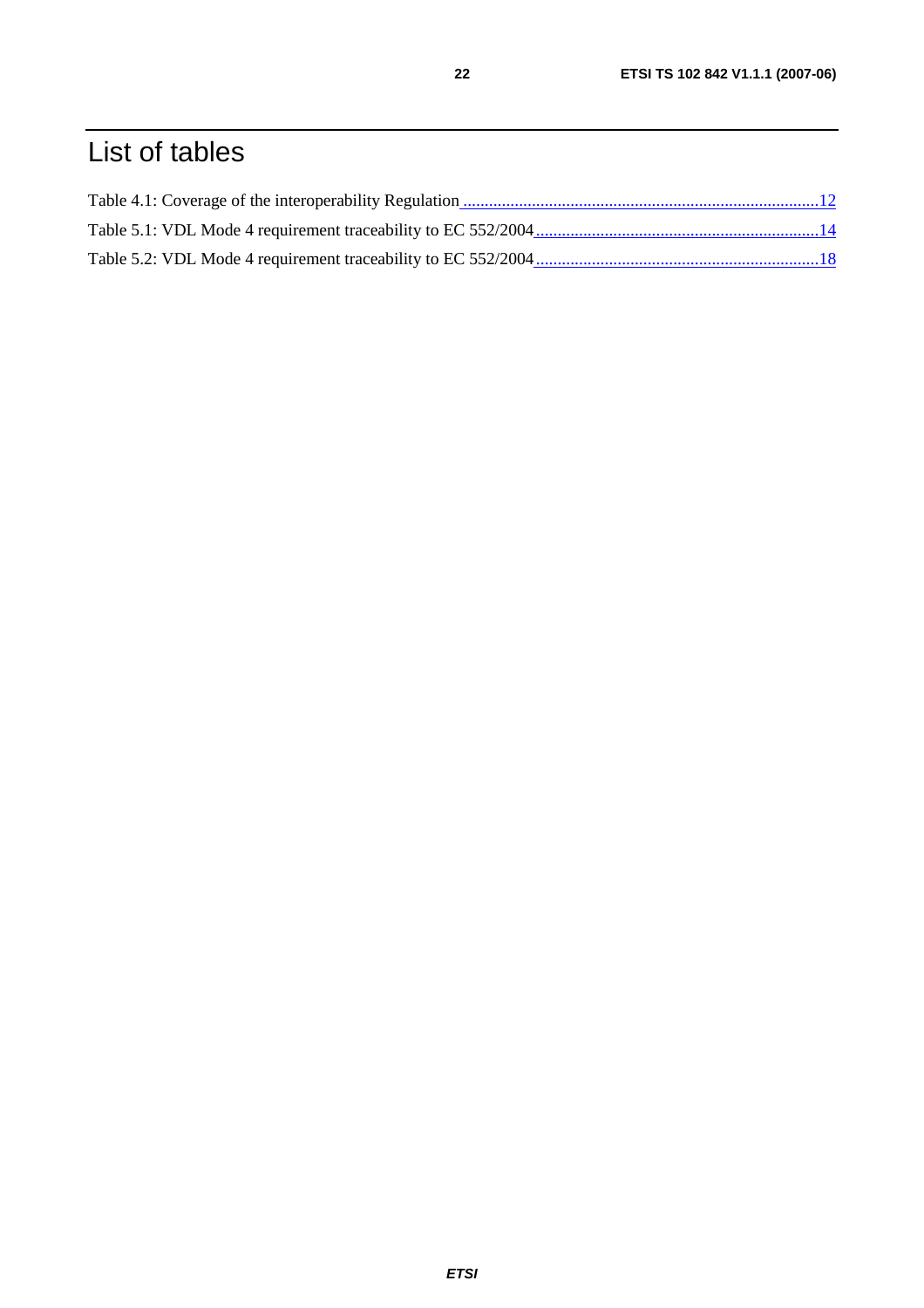# List of tables

Table 4.1: Coverage of the interoperability Regulation ....................................................................................12

Table 5.1: VDL Mode 4 requirement traceability to EC 552/2004 ..................................................................14

Table 5.2: VDL Mode 4 requirement traceability to EC 552/2004 ..................................................................18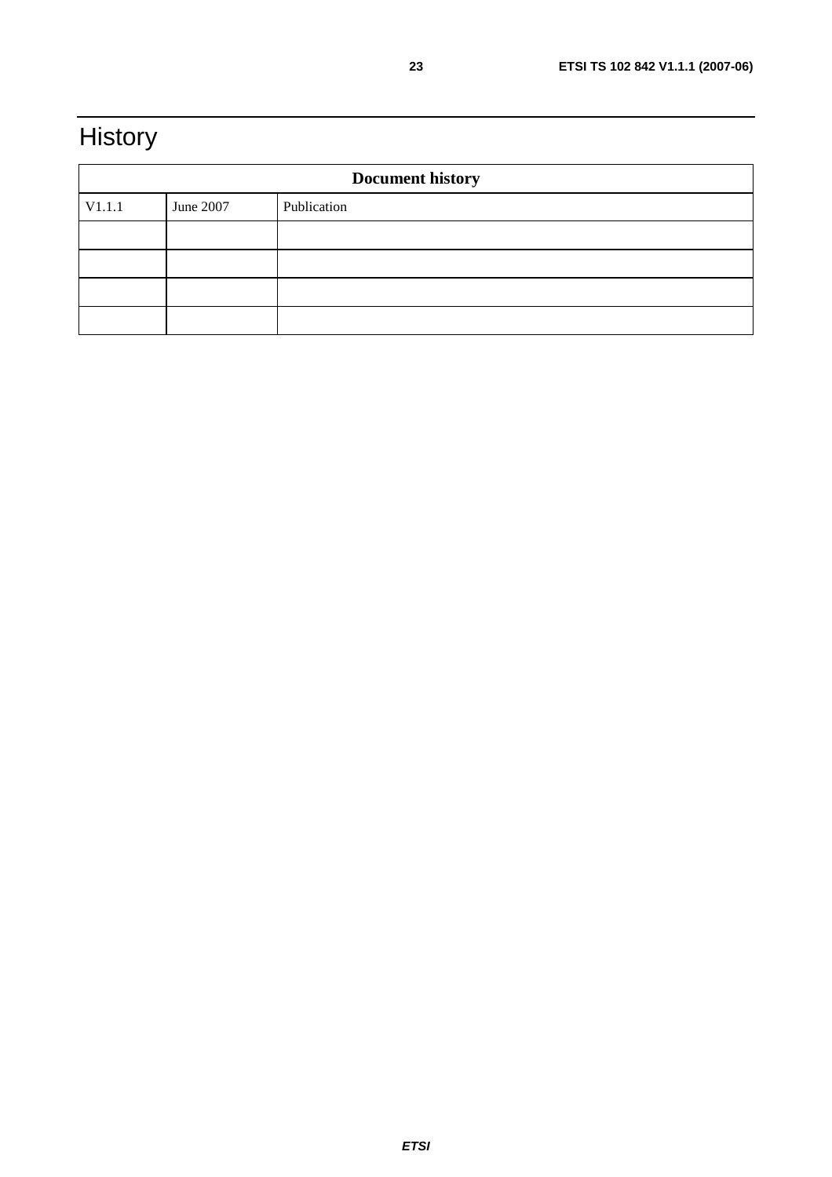# History

| Document history | | |
|---|---|---|
| V1.1.1 | June 2007 | Publication |
| | | |
| | | |
| | | |
| | | |